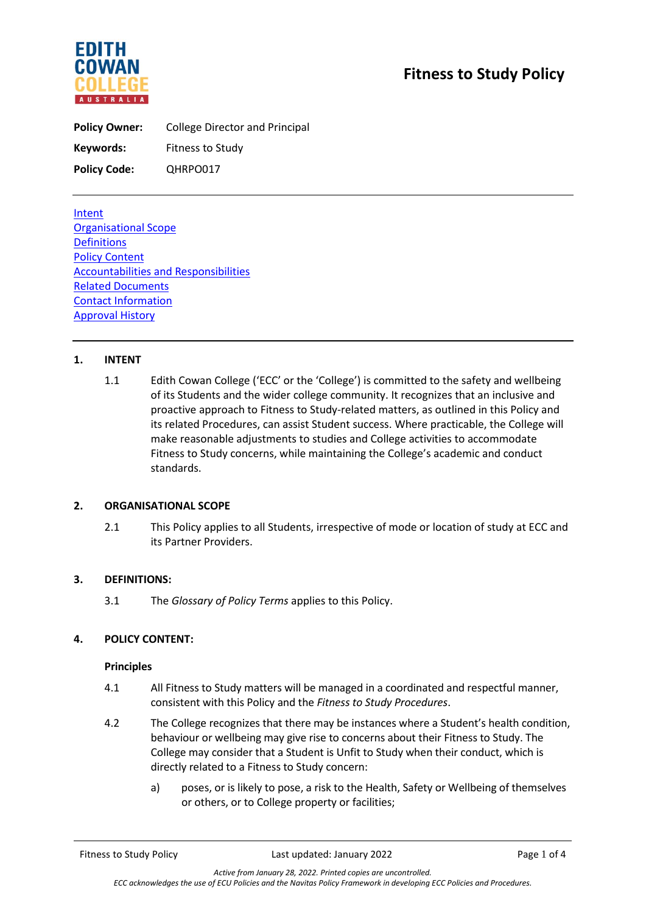# Fitness to Study Policy

**Policy Owner:** College Director and Principal

**Keywords:** Fitness to Study

**Policy Code:** QHRPO017

---

[Intent](#)
[Organisational Scope](#)
[Definitions](#)
[Policy Content](#)
[Accountabilities and Responsibilities](#)
[Related Documents](#)
[Contact Information](#)
[Approval History](#)

---

## 1. INTENT

1.1 Edith Cowan College ('ECC' or the 'College') is committed to the safety and wellbeing of its Students and the wider college community. It recognizes that an inclusive and proactive approach to Fitness to Study-related matters, as outlined in this Policy and its related Procedures, can assist Student success. Where practicable, the College will make reasonable adjustments to studies and College activities to accommodate Fitness to Study concerns, while maintaining the College's academic and conduct standards.

## 2. ORGANISATIONAL SCOPE

2.1 This Policy applies to all Students, irrespective of mode or location of study at ECC and its Partner Providers.

## 3. DEFINITIONS:

3.1 The *Glossary of Policy Terms* applies to this Policy.

## 4. POLICY CONTENT:

### Principles

4.1 All Fitness to Study matters will be managed in a coordinated and respectful manner, consistent with this Policy and the *Fitness to Study Procedures*.

4.2 The College recognizes that there may be instances where a Student's health condition, behaviour or wellbeing may give rise to concerns about their Fitness to Study. The College may consider that a Student is Unfit to Study when their conduct, which is directly related to a Fitness to Study concern:

a) poses, or is likely to pose, a risk to the Health, Safety or Wellbeing of themselves or others, or to College property or facilities;

*Active from January 28, 2022. Printed copies are uncontrolled.*
*ECC acknowledges the use of ECU Policies and the Navitas Policy Framework in developing ECC Policies and Procedures.*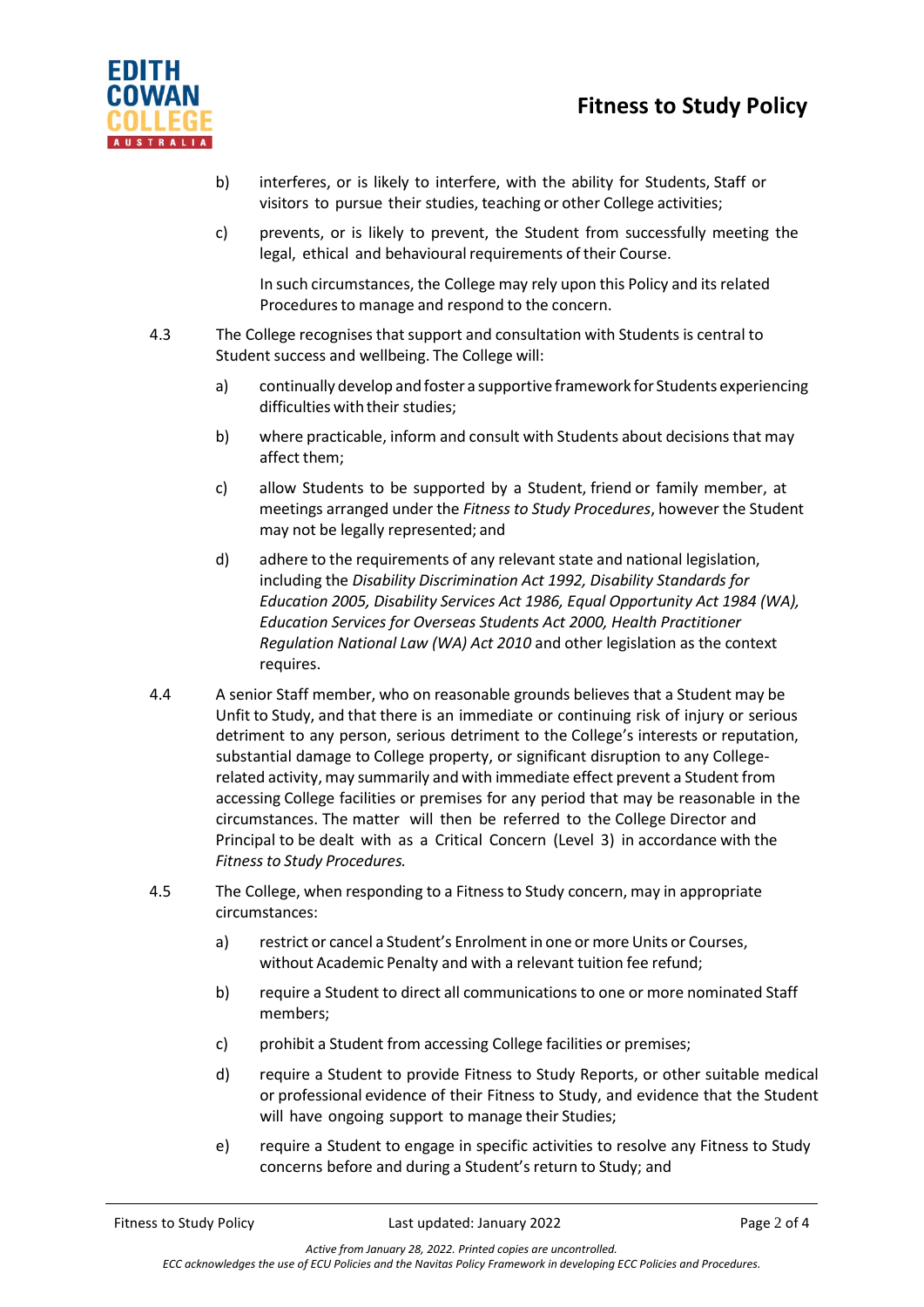b) interferes, or is likely to interfere, with the ability for Students, Staff or visitors to pursue their studies, teaching or other College activities;

c) prevents, or is likely to prevent, the Student from successfully meeting the legal, ethical and behavioural requirements of their Course.

In such circumstances, the College may rely upon this Policy and its related Procedures to manage and respond to the concern.

4.3 The College recognises that support and consultation with Students is central to Student success and wellbeing. The College will:

a) continually develop and foster a supportive framework for Students experiencing difficulties with their studies;

b) where practicable, inform and consult with Students about decisions that may affect them;

c) allow Students to be supported by a Student, friend or family member, at meetings arranged under the *Fitness to Study Procedures*, however the Student may not be legally represented; and

d) adhere to the requirements of any relevant state and national legislation, including the *Disability Discrimination Act 1992, Disability Standards for Education 2005, Disability Services Act 1986, Equal Opportunity Act 1984 (WA), Education Services for Overseas Students Act 2000, Health Practitioner Regulation National Law (WA) Act 2010* and other legislation as the context requires.

4.4 A senior Staff member, who on reasonable grounds believes that a Student may be Unfit to Study, and that there is an immediate or continuing risk of injury or serious detriment to any person, serious detriment to the College's interests or reputation, substantial damage to College property, or significant disruption to any College-related activity, may summarily and with immediate effect prevent a Student from accessing College facilities or premises for any period that may be reasonable in the circumstances. The matter will then be referred to the College Director and Principal to be dealt with as a Critical Concern (Level 3) in accordance with the *Fitness to Study Procedures.*

4.5 The College, when responding to a Fitness to Study concern, may in appropriate circumstances:

a) restrict or cancel a Student's Enrolment in one or more Units or Courses, without Academic Penalty and with a relevant tuition fee refund;

b) require a Student to direct all communications to one or more nominated Staff members;

c) prohibit a Student from accessing College facilities or premises;

d) require a Student to provide Fitness to Study Reports, or other suitable medical or professional evidence of their Fitness to Study, and evidence that the Student will have ongoing support to manage their Studies;

e) require a Student to engage in specific activities to resolve any Fitness to Study concerns before and during a Student's return to Study; and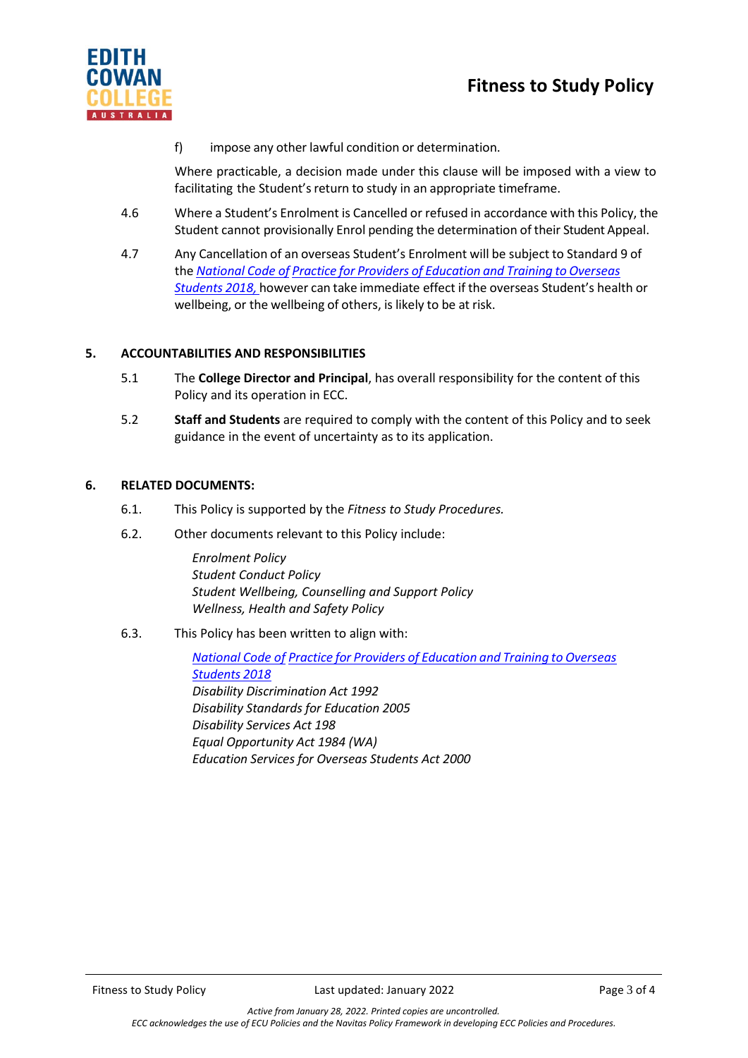f) impose any other lawful condition or determination.

Where practicable, a decision made under this clause will be imposed with a view to facilitating the Student's return to study in an appropriate timeframe.

4.6 Where a Student's Enrolment is Cancelled or refused in accordance with this Policy, the Student cannot provisionally Enrol pending the determination of their Student Appeal.

4.7 Any Cancellation of an overseas Student's Enrolment will be subject to Standard 9 of the *National Code of Practice for Providers of Education and Training to Overseas Students 2018,* however can take immediate effect if the overseas Student's health or wellbeing, or the wellbeing of others, is likely to be at risk.

## 5. ACCOUNTABILITIES AND RESPONSIBILITIES

5.1 The **College Director and Principal**, has overall responsibility for the content of this Policy and its operation in ECC.

5.2 **Staff and Students** are required to comply with the content of this Policy and to seek guidance in the event of uncertainty as to its application.

## 6. RELATED DOCUMENTS:

6.1. This Policy is supported by the *Fitness to Study Procedures.*

6.2. Other documents relevant to this Policy include:

*Enrolment Policy*
*Student Conduct Policy*
*Student Wellbeing, Counselling and Support Policy*
*Wellness, Health and Safety Policy*

6.3. This Policy has been written to align with:

*National Code of Practice for Providers of Education and Training to Overseas Students 2018*
*Disability Discrimination Act 1992*
*Disability Standards for Education 2005*
*Disability Services Act 198*
*Equal Opportunity Act 1984 (WA)*
*Education Services for Overseas Students Act 2000*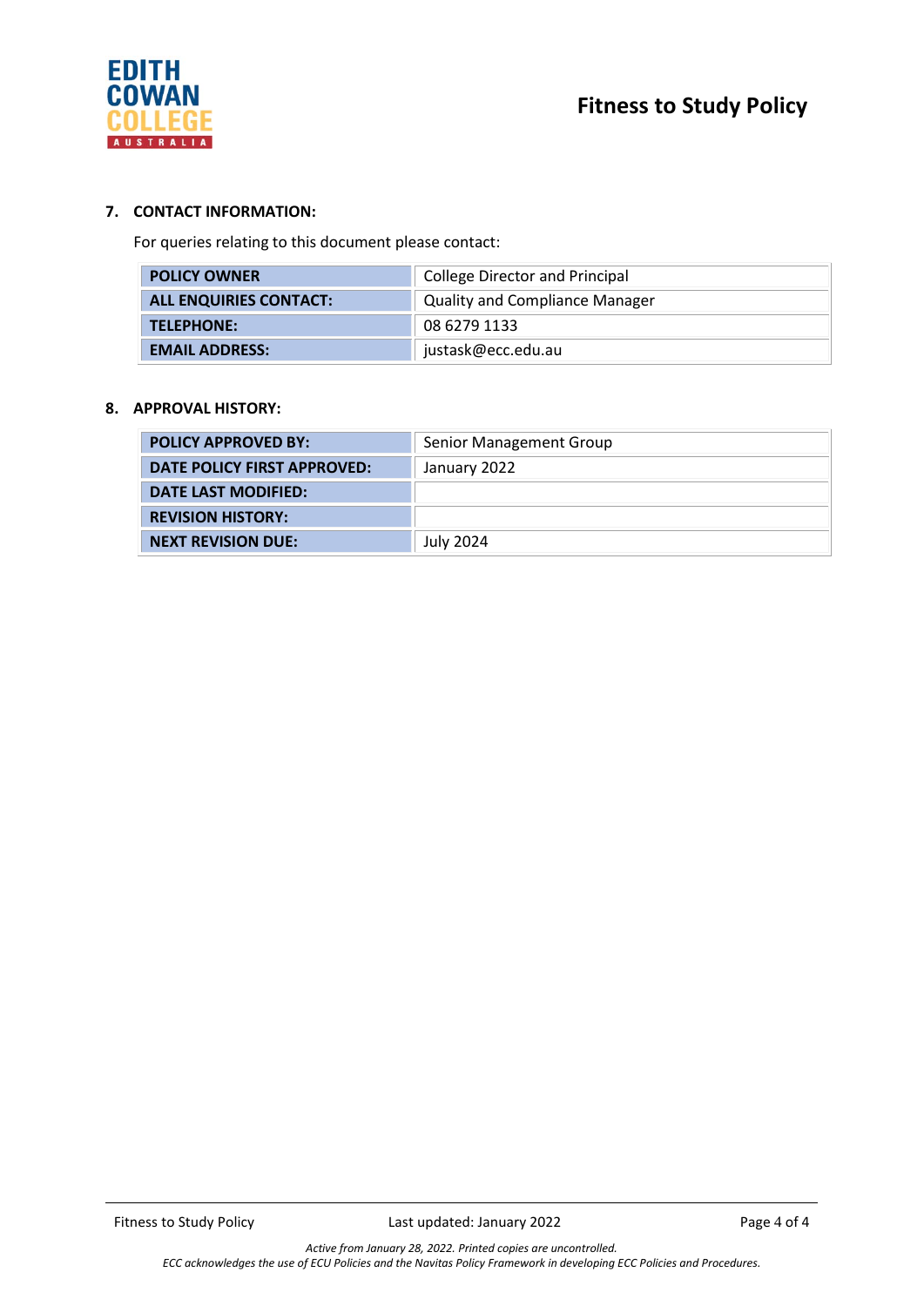## 7. CONTACT INFORMATION:

For queries relating to this document please contact:

| | |
|---|---|
| **POLICY OWNER** | College Director and Principal |
| **ALL ENQUIRIES CONTACT:** | Quality and Compliance Manager |
| **TELEPHONE:** | 08 6279 1133 |
| **EMAIL ADDRESS:** | justask@ecc.edu.au |

## 8. APPROVAL HISTORY:

| | |
|---|---|
| **POLICY APPROVED BY:** | Senior Management Group |
| **DATE POLICY FIRST APPROVED:** | January 2022 |
| **DATE LAST MODIFIED:** | |
| **REVISION HISTORY:** | |
| **NEXT REVISION DUE:** | July 2024 |

*Active from January 28, 2022. Printed copies are uncontrolled.*
*ECC acknowledges the use of ECU Policies and the Navitas Policy Framework in developing ECC Policies and Procedures.*